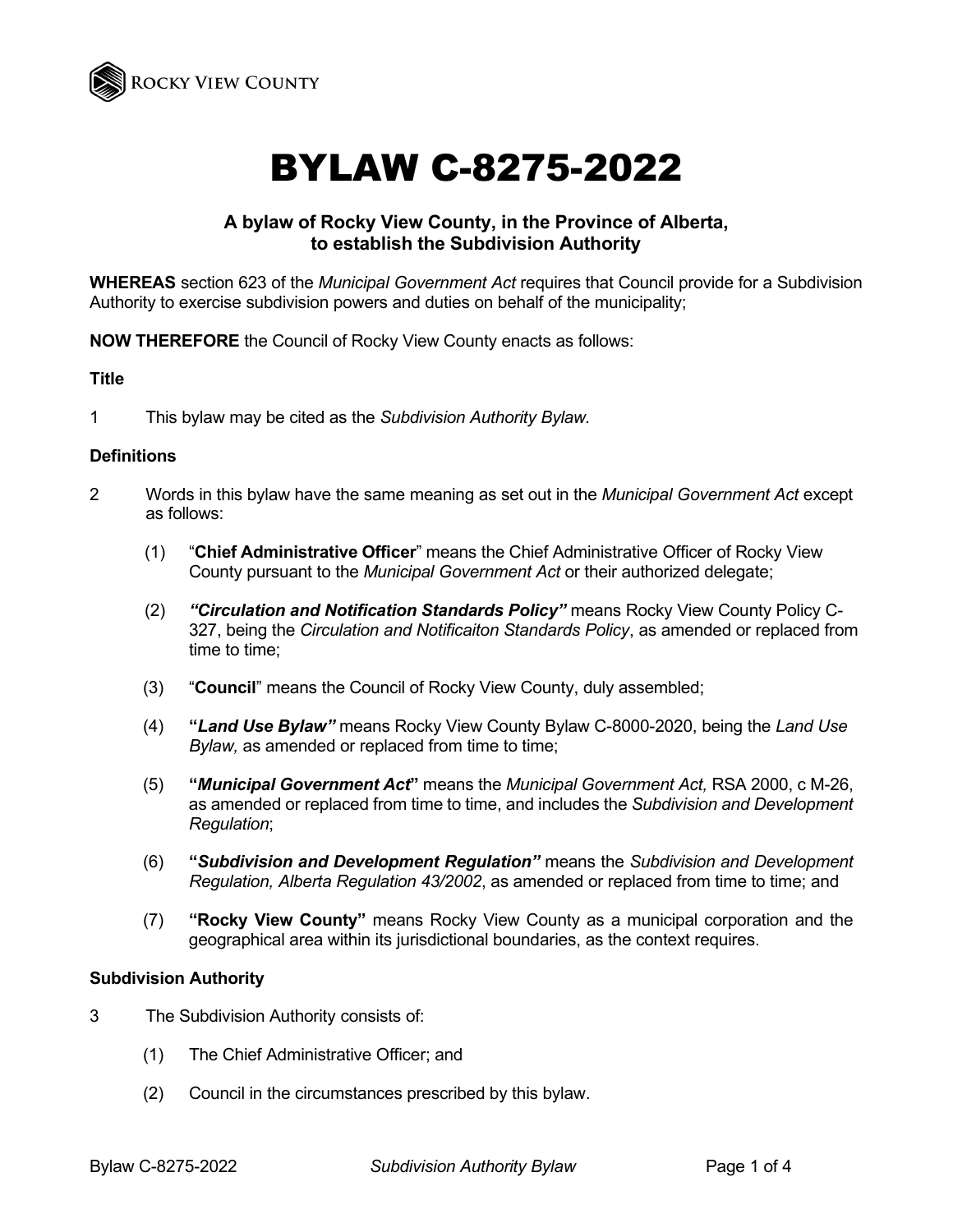# BYLAW C-8275-2022

### A bylaw of Rocky View County, in the Province of Alberta, to establish the Subdivision Authority

**WHEREAS** section 623 of the *Municipal Government Act* requires that Council provide for a Subdivision Authority to exercise subdivision powers and duties on behalf of the municipality;

**NOW THEREFORE** the Council of Rocky View County enacts as follows:

**Title**

1 This bylaw may be cited as the *Subdivision Authority Bylaw.*

**Definitions**

2 Words in this bylaw have the same meaning as set out in the *Municipal Government Act* except as follows:

(1) "**Chief Administrative Officer**" means the Chief Administrative Officer of Rocky View County pursuant to the *Municipal Government Act* or their authorized delegate;

(2) ***"Circulation and Notification Standards Policy"*** means Rocky View County Policy C-327, being the *Circulation and Notificaiton Standards Policy*, as amended or replaced from time to time;

(3) "**Council**" means the Council of Rocky View County, duly assembled;

(4) **"*Land Use Bylaw"*** means Rocky View County Bylaw C-8000-2020, being the *Land Use Bylaw,* as amended or replaced from time to time;

(5) **"*Municipal Government Act*"** means the *Municipal Government Act,* RSA 2000, c M-26, as amended or replaced from time to time, and includes the *Subdivision and Development Regulation*;

(6) **"*Subdivision and Development Regulation"*** means the *Subdivision and Development Regulation, Alberta Regulation 43/2002*, as amended or replaced from time to time; and

(7) **"Rocky View County"** means Rocky View County as a municipal corporation and the geographical area within its jurisdictional boundaries, as the context requires.

**Subdivision Authority**

3 The Subdivision Authority consists of:

(1) The Chief Administrative Officer; and

(2) Council in the circumstances prescribed by this bylaw.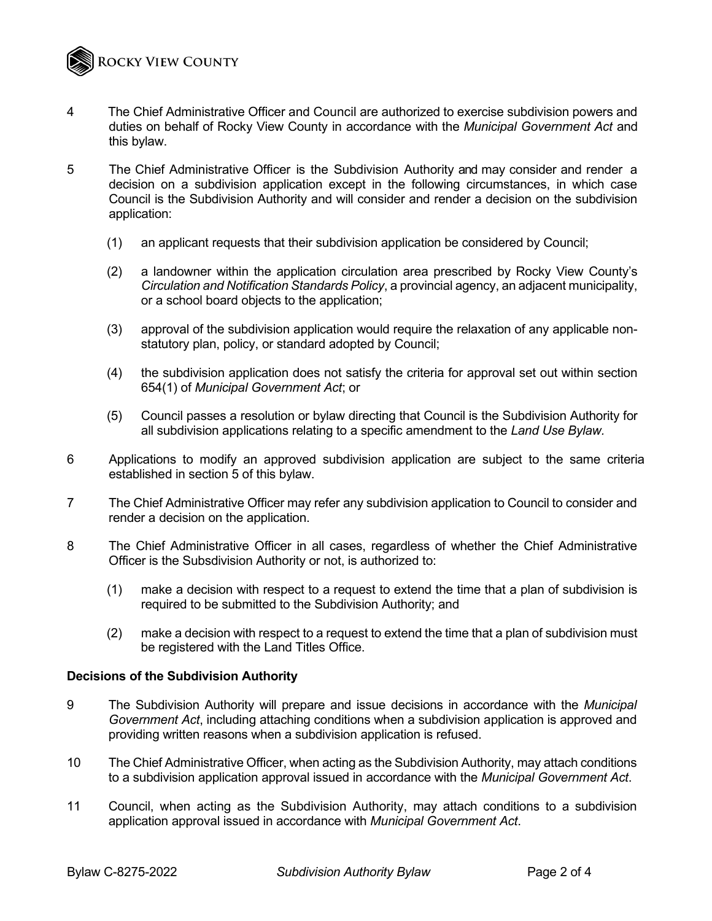4 The Chief Administrative Officer and Council are authorized to exercise subdivision powers and duties on behalf of Rocky View County in accordance with the *Municipal Government Act* and this bylaw.

5 The Chief Administrative Officer is the Subdivision Authority and may consider and render a decision on a subdivision application except in the following circumstances, in which case Council is the Subdivision Authority and will consider and render a decision on the subdivision application:

(1) an applicant requests that their subdivision application be considered by Council;

(2) a landowner within the application circulation area prescribed by Rocky View County's *Circulation and Notification Standards Policy*, a provincial agency, an adjacent municipality, or a school board objects to the application;

(3) approval of the subdivision application would require the relaxation of any applicable non-statutory plan, policy, or standard adopted by Council;

(4) the subdivision application does not satisfy the criteria for approval set out within section 654(1) of *Municipal Government Act*; or

(5) Council passes a resolution or bylaw directing that Council is the Subdivision Authority for all subdivision applications relating to a specific amendment to the *Land Use Bylaw*.

6 Applications to modify an approved subdivision application are subject to the same criteria established in section 5 of this bylaw.

7 The Chief Administrative Officer may refer any subdivision application to Council to consider and render a decision on the application.

8 The Chief Administrative Officer in all cases, regardless of whether the Chief Administrative Officer is the Subsdivision Authority or not, is authorized to:

(1) make a decision with respect to a request to extend the time that a plan of subdivision is required to be submitted to the Subdivision Authority; and

(2) make a decision with respect to a request to extend the time that a plan of subdivision must be registered with the Land Titles Office.

**Decisions of the Subdivision Authority**

9 The Subdivision Authority will prepare and issue decisions in accordance with the *Municipal Government Act*, including attaching conditions when a subdivision application is approved and providing written reasons when a subdivision application is refused.

10 The Chief Administrative Officer, when acting as the Subdivision Authority, may attach conditions to a subdivision application approval issued in accordance with the *Municipal Government Act*.

11 Council, when acting as the Subdivision Authority, may attach conditions to a subdivision application approval issued in accordance with *Municipal Government Act*.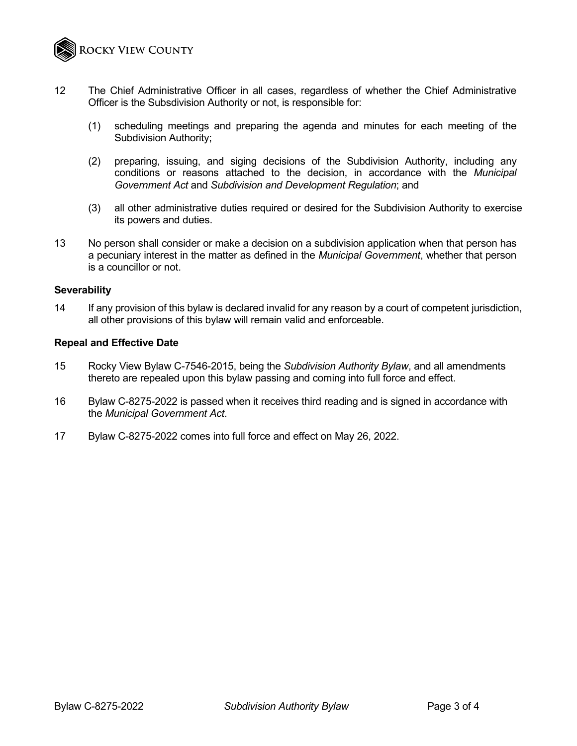12 The Chief Administrative Officer in all cases, regardless of whether the Chief Administrative Officer is the Subsdivision Authority or not, is responsible for:

   (1) scheduling meetings and preparing the agenda and minutes for each meeting of the Subdivision Authority;

   (2) preparing, issuing, and siging decisions of the Subdivision Authority, including any conditions or reasons attached to the decision, in accordance with the *Municipal Government Act* and *Subdivision and Development Regulation*; and

   (3) all other administrative duties required or desired for the Subdivision Authority to exercise its powers and duties.

13 No person shall consider or make a decision on a subdivision application when that person has a pecuniary interest in the matter as defined in the *Municipal Government*, whether that person is a councillor or not.

**Severability**

14 If any provision of this bylaw is declared invalid for any reason by a court of competent jurisdiction, all other provisions of this bylaw will remain valid and enforceable.

**Repeal and Effective Date**

15 Rocky View Bylaw C-7546-2015, being the *Subdivision Authority Bylaw*, and all amendments thereto are repealed upon this bylaw passing and coming into full force and effect.

16 Bylaw C-8275-2022 is passed when it receives third reading and is signed in accordance with the *Municipal Government Act*.

17 Bylaw C-8275-2022 comes into full force and effect on May 26, 2022.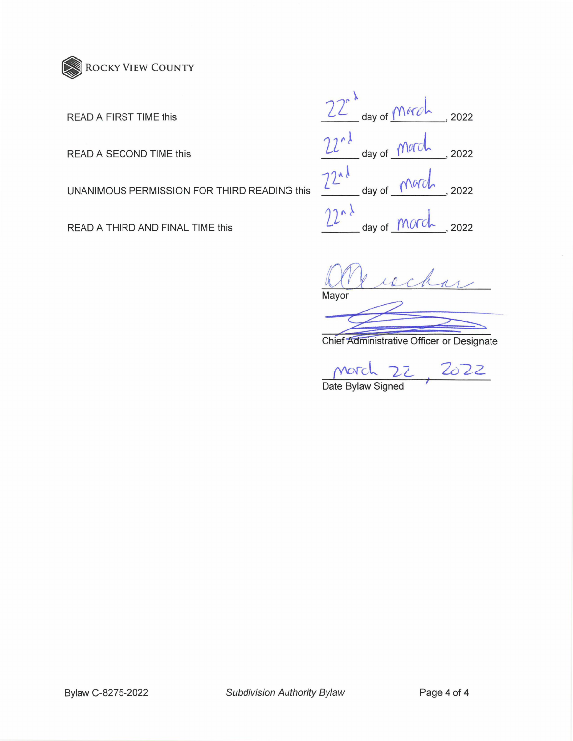ROCKY VIEW COUNTY

READ A FIRST TIME this 22nd day of March, 2022

READ A SECOND TIME this 22nd day of March, 2022

UNANIMOUS PERMISSION FOR THIRD READING this 22nd day of March, 2022

READ A THIRD AND FINAL TIME this 22nd day of March, 2022

Mayor

Chief Administrative Officer or Designate

March 22, 2022
Date Bylaw Signed